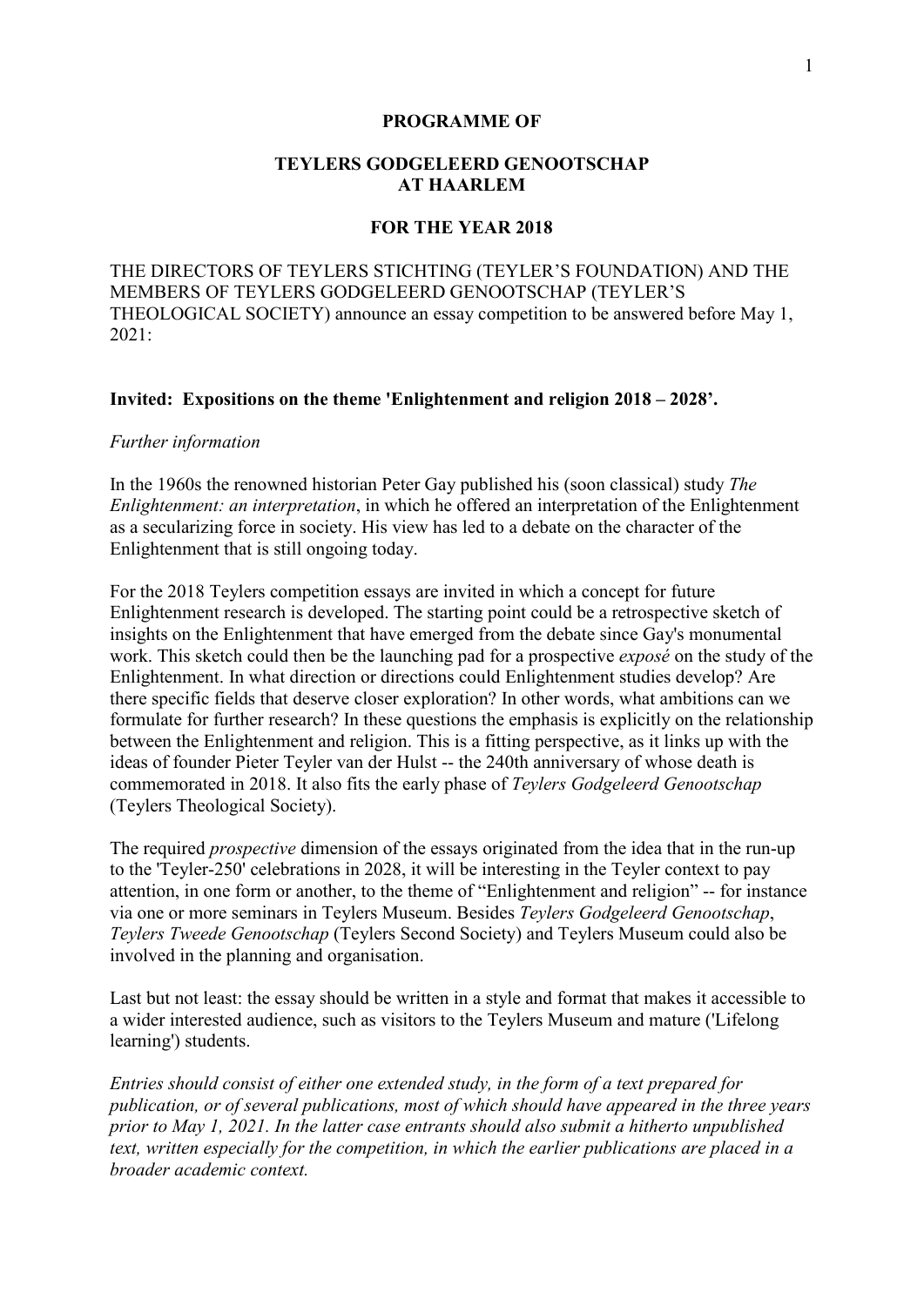**PROGRAMME OF**

**TEYLERS GODGELEERD GENOOTSCHAP AT HAARLEM**

**FOR THE YEAR 2018**

THE DIRECTORS OF TEYLERS STICHTING (TEYLER'S FOUNDATION) AND THE MEMBERS OF TEYLERS GODGELEERD GENOOTSCHAP (TEYLER'S THEOLOGICAL SOCIETY) announce an essay competition to be answered before May 1, 2021:

**Invited: Expositions on the theme 'Enlightenment and religion 2018 – 2028'.**

*Further information*

In the 1960s the renowned historian Peter Gay published his (soon classical) study *The Enlightenment: an interpretation*, in which he offered an interpretation of the Enlightenment as a secularizing force in society. His view has led to a debate on the character of the Enlightenment that is still ongoing today.

For the 2018 Teylers competition essays are invited in which a concept for future Enlightenment research is developed. The starting point could be a retrospective sketch of insights on the Enlightenment that have emerged from the debate since Gay's monumental work. This sketch could then be the launching pad for a prospective *exposé* on the study of the Enlightenment. In what direction or directions could Enlightenment studies develop? Are there specific fields that deserve closer exploration? In other words, what ambitions can we formulate for further research? In these questions the emphasis is explicitly on the relationship between the Enlightenment and religion. This is a fitting perspective, as it links up with the ideas of founder Pieter Teyler van der Hulst -- the 240th anniversary of whose death is commemorated in 2018. It also fits the early phase of *Teylers Godgeleerd Genootschap* (Teylers Theological Society).

The required *prospective* dimension of the essays originated from the idea that in the run-up to the 'Teyler-250' celebrations in 2028, it will be interesting in the Teyler context to pay attention, in one form or another, to the theme of "Enlightenment and religion" -- for instance via one or more seminars in Teylers Museum. Besides *Teylers Godgeleerd Genootschap*, *Teylers Tweede Genootschap* (Teylers Second Society) and Teylers Museum could also be involved in the planning and organisation.

Last but not least: the essay should be written in a style and format that makes it accessible to a wider interested audience, such as visitors to the Teylers Museum and mature ('Lifelong learning') students.

*Entries should consist of either one extended study, in the form of a text prepared for publication, or of several publications, most of which should have appeared in the three years prior to May 1, 2021. In the latter case entrants should also submit a hitherto unpublished text, written especially for the competition, in which the earlier publications are placed in a broader academic context.*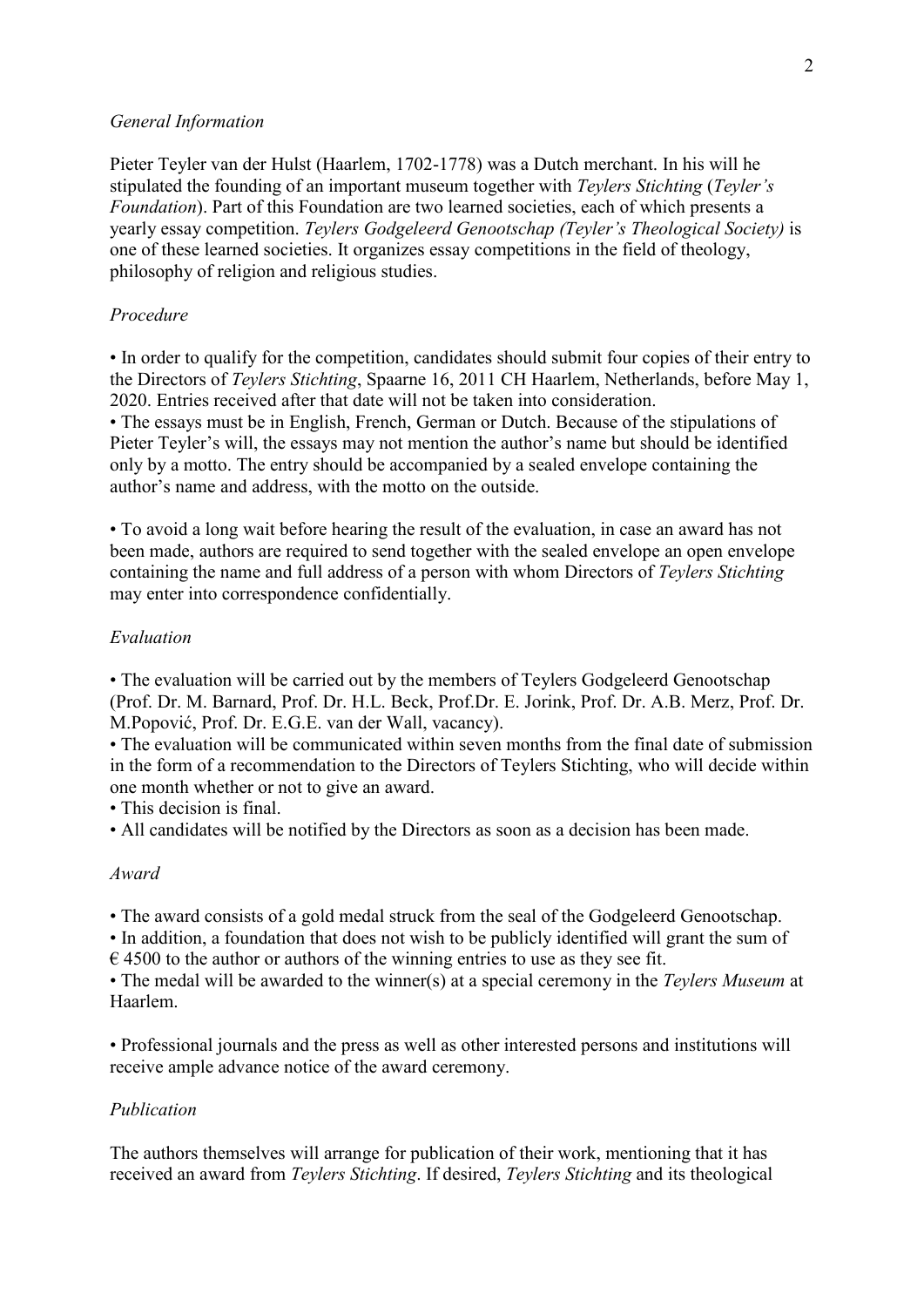*General Information*

Pieter Teyler van der Hulst (Haarlem, 1702-1778) was a Dutch merchant. In his will he stipulated the founding of an important museum together with *Teylers Stichting* (*Teyler's Foundation*). Part of this Foundation are two learned societies, each of which presents a yearly essay competition. *Teylers Godgeleerd Genootschap (Teyler's Theological Society)* is one of these learned societies. It organizes essay competitions in the field of theology, philosophy of religion and religious studies.

*Procedure*

• In order to qualify for the competition, candidates should submit four copies of their entry to the Directors of *Teylers Stichting*, Spaarne 16, 2011 CH Haarlem, Netherlands, before May 1, 2020. Entries received after that date will not be taken into consideration.
• The essays must be in English, French, German or Dutch. Because of the stipulations of Pieter Teyler's will, the essays may not mention the author's name but should be identified only by a motto. The entry should be accompanied by a sealed envelope containing the author's name and address, with the motto on the outside.

• To avoid a long wait before hearing the result of the evaluation, in case an award has not been made, authors are required to send together with the sealed envelope an open envelope containing the name and full address of a person with whom Directors of *Teylers Stichting* may enter into correspondence confidentially.

*Evaluation*

• The evaluation will be carried out by the members of Teylers Godgeleerd Genootschap (Prof. Dr. M. Barnard, Prof. Dr. H.L. Beck, Prof.Dr. E. Jorink, Prof. Dr. A.B. Merz, Prof. Dr. M.Popović, Prof. Dr. E.G.E. van der Wall, vacancy).
• The evaluation will be communicated within seven months from the final date of submission in the form of a recommendation to the Directors of Teylers Stichting, who will decide within one month whether or not to give an award.
• This decision is final.
• All candidates will be notified by the Directors as soon as a decision has been made.

*Award*

• The award consists of a gold medal struck from the seal of the Godgeleerd Genootschap.
• In addition, a foundation that does not wish to be publicly identified will grant the sum of € 4500 to the author or authors of the winning entries to use as they see fit.
• The medal will be awarded to the winner(s) at a special ceremony in the *Teylers Museum* at Haarlem.

• Professional journals and the press as well as other interested persons and institutions will receive ample advance notice of the award ceremony.

*Publication*

The authors themselves will arrange for publication of their work, mentioning that it has received an award from *Teylers Stichting*. If desired, *Teylers Stichting* and its theological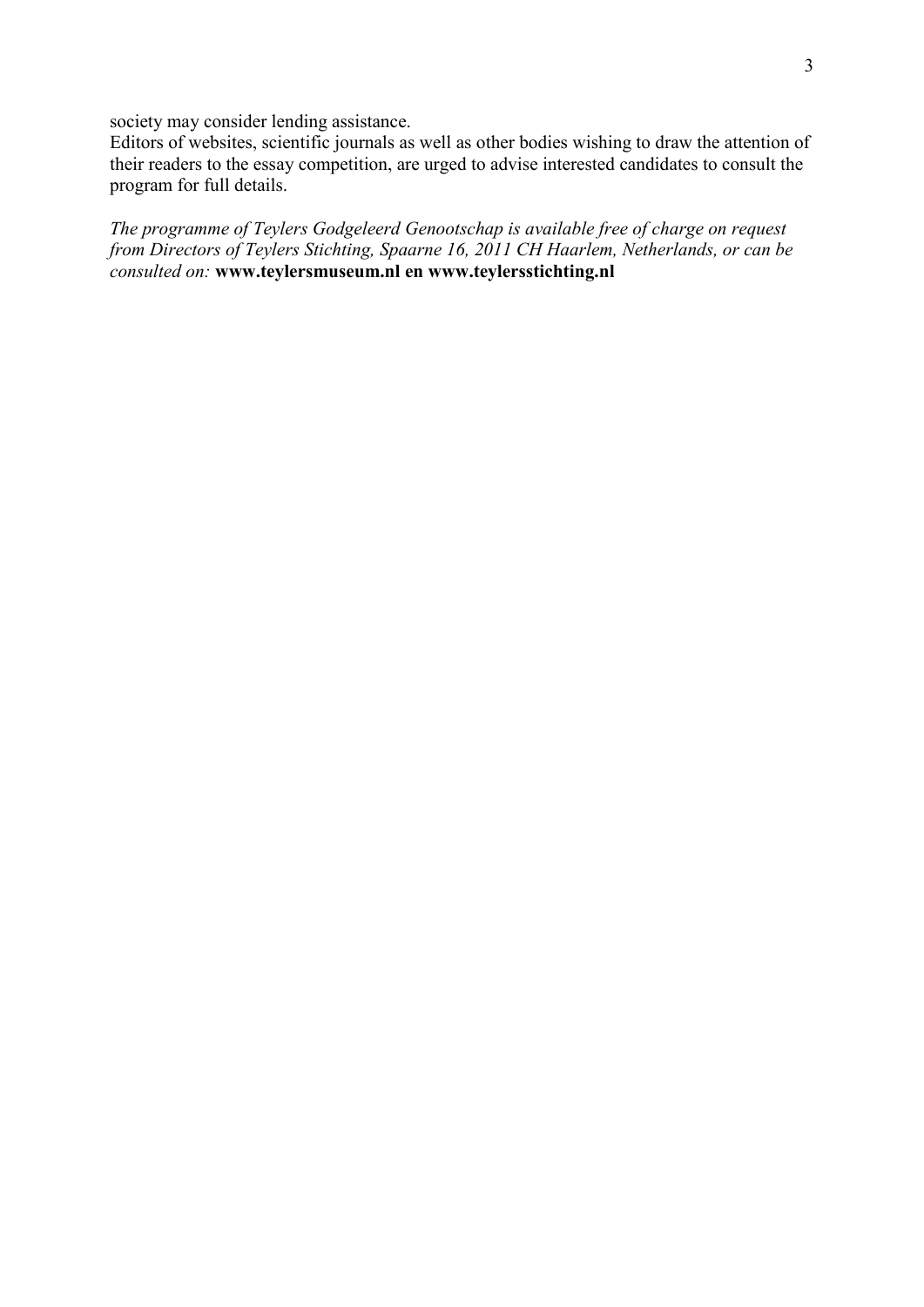society may consider lending assistance.
Editors of websites, scientific journals as well as other bodies wishing to draw the attention of their readers to the essay competition, are urged to advise interested candidates to consult the program for full details.

*The programme of Teylers Godgeleerd Genootschap is available free of charge on request from Directors of Teylers Stichting, Spaarne 16, 2011 CH Haarlem, Netherlands, or can be consulted on:* **www.teylersmuseum.nl en www.teylersstichting.nl**